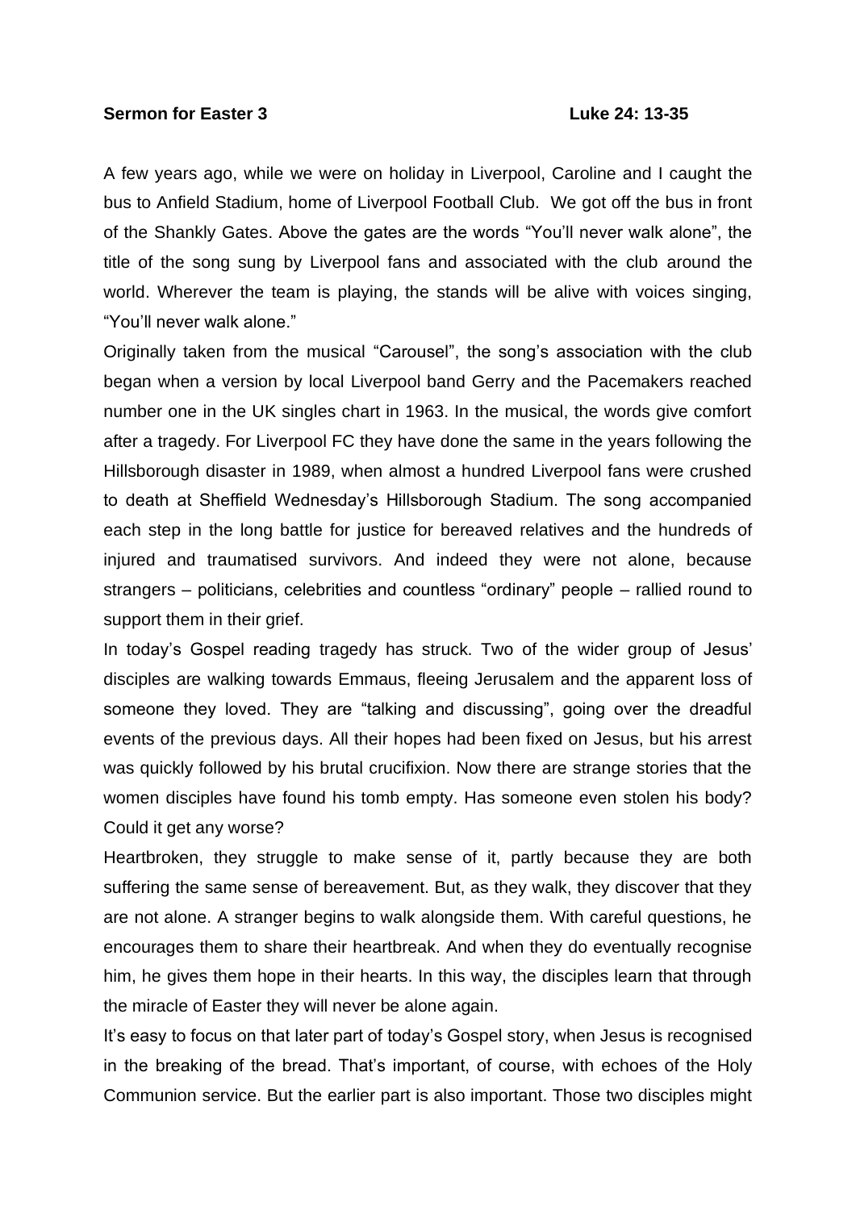**Sermon for Easter 3 Luke 24: 13-35**

A few years ago, while we were on holiday in Liverpool, Caroline and I caught the bus to Anfield Stadium, home of Liverpool Football Club. We got off the bus in front of the Shankly Gates. Above the gates are the words "You'll never walk alone", the title of the song sung by Liverpool fans and associated with the club around the world. Wherever the team is playing, the stands will be alive with voices singing, "You'll never walk alone."

Originally taken from the musical "Carousel", the song's association with the club began when a version by local Liverpool band Gerry and the Pacemakers reached number one in the UK singles chart in 1963. In the musical, the words give comfort after a tragedy. For Liverpool FC they have done the same in the years following the Hillsborough disaster in 1989, when almost a hundred Liverpool fans were crushed to death at Sheffield Wednesday's Hillsborough Stadium. The song accompanied each step in the long battle for justice for bereaved relatives and the hundreds of injured and traumatised survivors. And indeed they were not alone, because strangers – politicians, celebrities and countless "ordinary" people – rallied round to support them in their grief.

In today's Gospel reading tragedy has struck. Two of the wider group of Jesus' disciples are walking towards Emmaus, fleeing Jerusalem and the apparent loss of someone they loved. They are "talking and discussing", going over the dreadful events of the previous days. All their hopes had been fixed on Jesus, but his arrest was quickly followed by his brutal crucifixion. Now there are strange stories that the women disciples have found his tomb empty. Has someone even stolen his body? Could it get any worse?

Heartbroken, they struggle to make sense of it, partly because they are both suffering the same sense of bereavement. But, as they walk, they discover that they are not alone. A stranger begins to walk alongside them. With careful questions, he encourages them to share their heartbreak. And when they do eventually recognise him, he gives them hope in their hearts. In this way, the disciples learn that through the miracle of Easter they will never be alone again.

It's easy to focus on that later part of today's Gospel story, when Jesus is recognised in the breaking of the bread. That's important, of course, with echoes of the Holy Communion service. But the earlier part is also important. Those two disciples might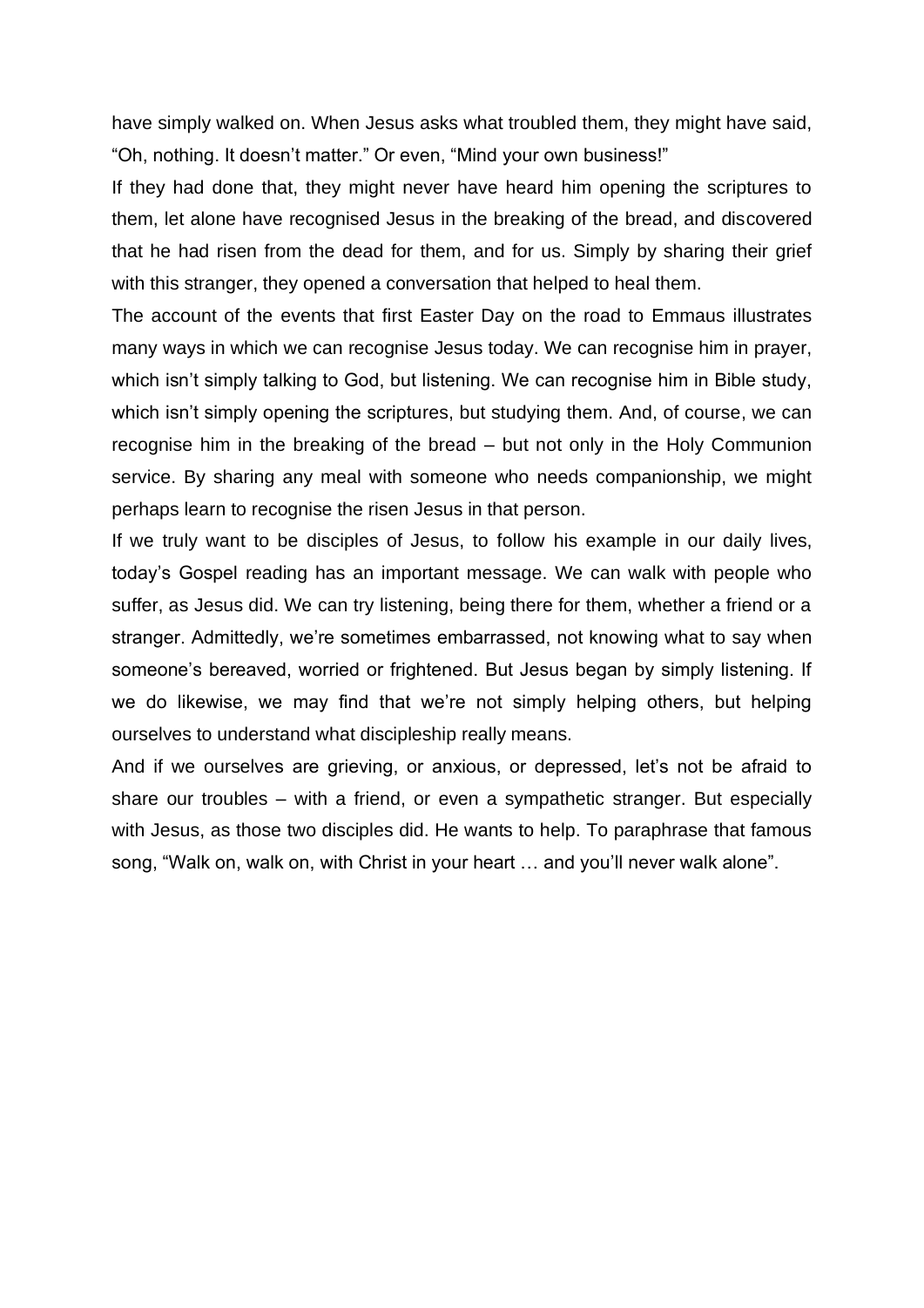have simply walked on. When Jesus asks what troubled them, they might have said, "Oh, nothing. It doesn't matter." Or even, "Mind your own business!"

If they had done that, they might never have heard him opening the scriptures to them, let alone have recognised Jesus in the breaking of the bread, and discovered that he had risen from the dead for them, and for us. Simply by sharing their grief with this stranger, they opened a conversation that helped to heal them.

The account of the events that first Easter Day on the road to Emmaus illustrates many ways in which we can recognise Jesus today. We can recognise him in prayer, which isn't simply talking to God, but listening. We can recognise him in Bible study, which isn't simply opening the scriptures, but studying them. And, of course, we can recognise him in the breaking of the bread – but not only in the Holy Communion service. By sharing any meal with someone who needs companionship, we might perhaps learn to recognise the risen Jesus in that person.

If we truly want to be disciples of Jesus, to follow his example in our daily lives, today's Gospel reading has an important message. We can walk with people who suffer, as Jesus did. We can try listening, being there for them, whether a friend or a stranger. Admittedly, we're sometimes embarrassed, not knowing what to say when someone's bereaved, worried or frightened. But Jesus began by simply listening. If we do likewise, we may find that we're not simply helping others, but helping ourselves to understand what discipleship really means.

And if we ourselves are grieving, or anxious, or depressed, let's not be afraid to share our troubles – with a friend, or even a sympathetic stranger. But especially with Jesus, as those two disciples did. He wants to help. To paraphrase that famous song, "Walk on, walk on, with Christ in your heart … and you'll never walk alone".